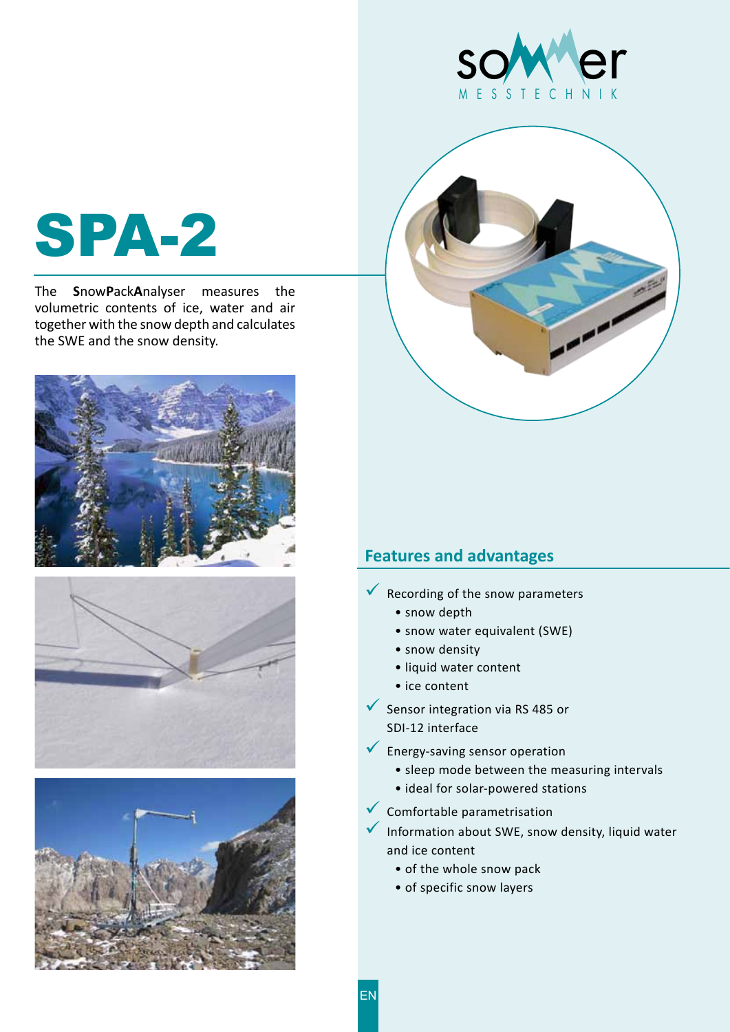# SPA-2

The **S**now**P**ack**A**nalyser measures the volumetric contents of ice, water and air together with the snow depth and calculates the SWE and the snow density.

## Features and advantages

- ✓ Recording of the snow parameters
  - snow depth
  - snow water equivalent (SWE)
  - snow density
  - liquid water content
  - ice content
- ✓ Sensor integration via RS 485 or SDI-12 interface
- ✓ Energy-saving sensor operation
  - sleep mode between the measuring intervals
  - ideal for solar-powered stations
- ✓ Comfortable parametrisation
- ✓ Information about SWE, snow density, liquid water and ice content
  - of the whole snow pack
  - of specific snow layers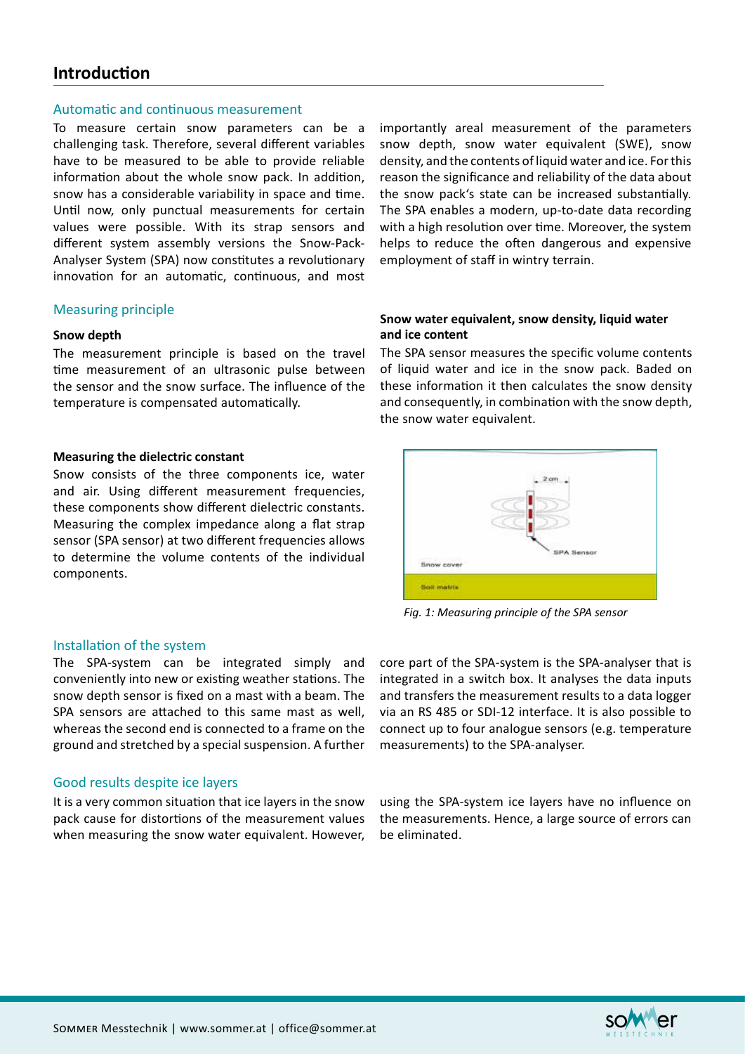# Introduction

## Automatic and continuous measurement

To measure certain snow parameters can be a challenging task. Therefore, several different variables have to be measured to be able to provide reliable information about the whole snow pack. In addition, snow has a considerable variability in space and time. Until now, only punctual measurements for certain values were possible. With its strap sensors and different system assembly versions the Snow-Pack-Analyser System (SPA) now constitutes a revolutionary innovation for an automatic, continuous, and most importantly areal measurement of the parameters snow depth, snow water equivalent (SWE), snow density, and the contents of liquid water and ice. For this reason the significance and reliability of the data about the snow pack's state can be increased substantially. The SPA enables a modern, up-to-date data recording with a high resolution over time. Moreover, the system helps to reduce the often dangerous and expensive employment of staff in wintry terrain.

## Measuring principle

### Snow depth

The measurement principle is based on the travel time measurement of an ultrasonic pulse between the sensor and the snow surface. The influence of the temperature is compensated automatically.

### Measuring the dielectric constant

Snow consists of the three components ice, water and air. Using different measurement frequencies, these components show different dielectric constants. Measuring the complex impedance along a flat strap sensor (SPA sensor) at two different frequencies allows to determine the volume contents of the individual components.

### Snow water equivalent, snow density, liquid water and ice content

The SPA sensor measures the specific volume contents of liquid water and ice in the snow pack. Baded on these information it then calculates the snow density and consequently, in combination with the snow depth, the snow water equivalent.

*Fig. 1: Measuring principle of the SPA sensor*

## Installation of the system

The SPA-system can be integrated simply and conveniently into new or existing weather stations. The snow depth sensor is fixed on a mast with a beam. The SPA sensors are attached to this same mast as well, whereas the second end is connected to a frame on the ground and stretched by a special suspension. A further core part of the SPA-system is the SPA-analyser that is integrated in a switch box. It analyses the data inputs and transfers the measurement results to a data logger via an RS 485 or SDI-12 interface. It is also possible to connect up to four analogue sensors (e.g. temperature measurements) to the SPA-analyser.

## Good results despite ice layers

It is a very common situation that ice layers in the snow pack cause for distortions of the measurement values when measuring the snow water equivalent. However, using the SPA-system ice layers have no influence on the measurements. Hence, a large source of errors can be eliminated.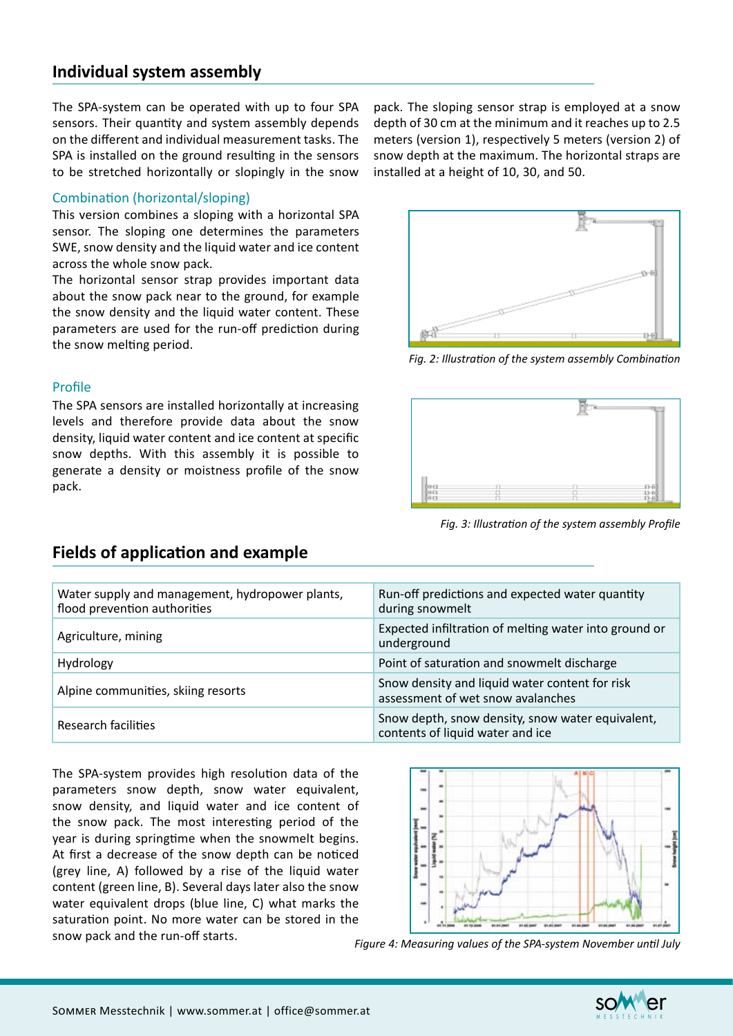## Individual system assembly

The SPA-system can be operated with up to four SPA sensors. Their quantity and system assembly depends on the different and individual measurement tasks. The SPA is installed on the ground resulting in the sensors to be stretched horizontally or slopingly in the snow pack. The sloping sensor strap is employed at a snow depth of 30 cm at the minimum and it reaches up to 2.5 meters (version 1), respectively 5 meters (version 2) of snow depth at the maximum. The horizontal straps are installed at a height of 10, 30, and 50.

### Combination (horizontal/sloping)

This version combines a sloping with a horizontal SPA sensor. The sloping one determines the parameters SWE, snow density and the liquid water and ice content across the whole snow pack.

The horizontal sensor strap provides important data about the snow pack near to the ground, for example the snow density and the liquid water content. These parameters are used for the run-off prediction during the snow melting period.

*Fig. 2: Illustration of the system assembly Combination*

### Profile

The SPA sensors are installed horizontally at increasing levels and therefore provide data about the snow density, liquid water content and ice content at specific snow depths. With this assembly it is possible to generate a density or moistness profile of the snow pack.

*Fig. 3: Illustration of the system assembly Profile*

## Fields of application and example

| | |
|---|---|
| Water supply and management, hydropower plants, flood prevention authorities | Run-off predictions and expected water quantity during snowmelt |
| Agriculture, mining | Expected infiltration of melting water into ground or underground |
| Hydrology | Point of saturation and snowmelt discharge |
| Alpine communities, skiing resorts | Snow density and liquid water content for risk assessment of wet snow avalanches |
| Research facilities | Snow depth, snow density, snow water equivalent, contents of liquid water and ice |

The SPA-system provides high resolution data of the parameters snow depth, snow water equivalent, snow density, and liquid water and ice content of the snow pack. The most interesting period of the year is during springtime when the snowmelt begins. At first a decrease of the snow depth can be noticed (grey line, A) followed by a rise of the liquid water content (green line, B). Several days later also the snow water equivalent drops (blue line, C) what marks the saturation point. No more water can be stored in the snow pack and the run-off starts.

*Figure 4: Measuring values of the SPA-system November until July*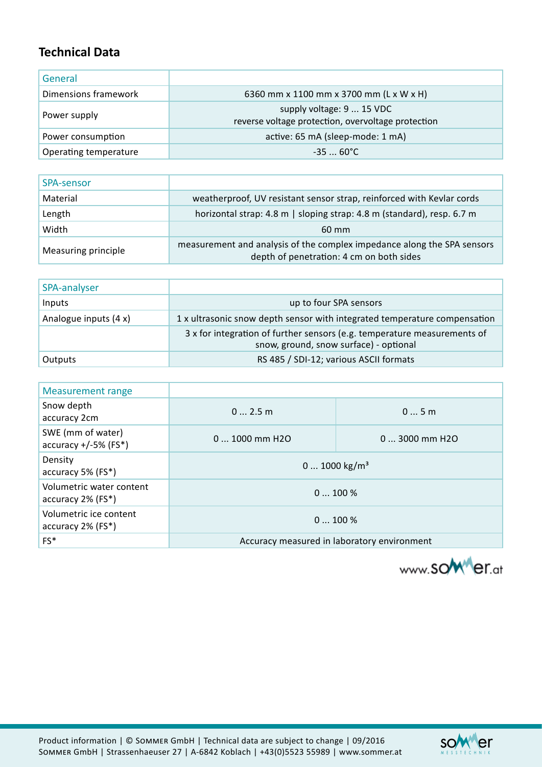## Technical Data

| General | |
|---|---|
| Dimensions framework | 6360 mm x 1100 mm x 3700 mm (L x W x H) |
| Power supply | supply voltage: 9 ... 15 VDC<br>reverse voltage protection, overvoltage protection |
| Power consumption | active: 65 mA (sleep-mode: 1 mA) |
| Operating temperature | -35 ... 60°C |

| SPA-sensor | |
|---|---|
| Material | weatherproof, UV resistant sensor strap, reinforced with Kevlar cords |
| Length | horizontal strap: 4.8 m \| sloping strap: 4.8 m (standard), resp. 6.7 m |
| Width | 60 mm |
| Measuring principle | measurement and analysis of the complex impedance along the SPA sensors<br>depth of penetration: 4 cm on both sides |

| SPA-analyser | |
|---|---|
| Inputs | up to four SPA sensors |
| Analogue inputs (4 x) | 1 x ultrasonic snow depth sensor with integrated temperature compensation |
| | 3 x for integration of further sensors (e.g. temperature measurements of snow, ground, snow surface) - optional |
| Outputs | RS 485 / SDI-12; various ASCII formats |

| Measurement range | | |
|---|---|---|
| Snow depth<br>accuracy 2cm | 0 ... 2.5 m | 0 ... 5 m |
| SWE (mm of water)<br>accuracy +/-5% (FS*) | 0 ... 1000 mm H2O | 0 ... 3000 mm H2O |
| Density<br>accuracy 5% (FS*) | 0 ... 1000 kg/m³ | |
| Volumetric water content<br>accuracy 2% (FS*) | 0 ... 100 % | |
| Volumetric ice content<br>accuracy 2% (FS*) | 0 ... 100 % | |
| FS* | Accuracy measured in laboratory environment | |

www.sommer.at

Product information | © SOMMER GmbH | Technical data are subject to change | 09/2016
SOMMER GmbH | Strassenhaeuser 27 | A-6842 Koblach | +43(0)5523 55989 | www.sommer.at